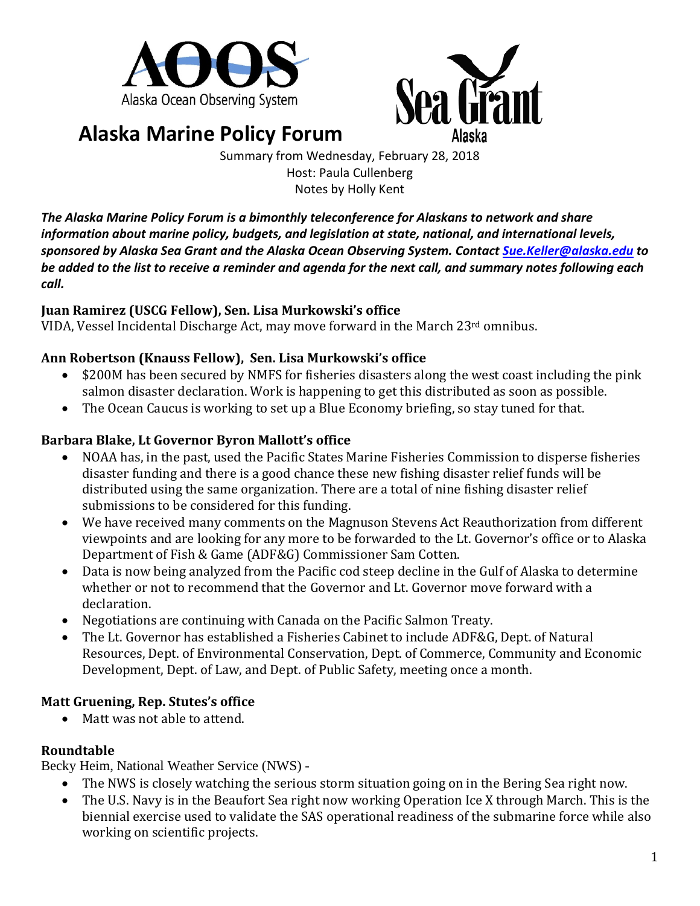# Alaska Marine Policy Forum

Summary from Wednesday, February 28, 2018
Host: Paula Cullenberg
Notes by Holly Kent

***The Alaska Marine Policy Forum is a bimonthly teleconference for Alaskans to network and share information about marine policy, budgets, and legislation at state, national, and international levels, sponsored by Alaska Sea Grant and the Alaska Ocean Observing System. Contact [Sue.Keller@alaska.edu](mailto:Sue.Keller@alaska.edu) to be added to the list to receive a reminder and agenda for the next call, and summary notes following each call.***

**Juan Ramirez (USCG Fellow), Sen. Lisa Murkowski's office**

VIDA, Vessel Incidental Discharge Act, may move forward in the March 23rd omnibus.

**Ann Robertson (Knauss Fellow), Sen. Lisa Murkowski's office**

- $200M has been secured by NMFS for fisheries disasters along the west coast including the pink salmon disaster declaration. Work is happening to get this distributed as soon as possible.
- The Ocean Caucus is working to set up a Blue Economy briefing, so stay tuned for that.

**Barbara Blake, Lt Governor Byron Mallott's office**

- NOAA has, in the past, used the Pacific States Marine Fisheries Commission to disperse fisheries disaster funding and there is a good chance these new fishing disaster relief funds will be distributed using the same organization. There are a total of nine fishing disaster relief submissions to be considered for this funding.
- We have received many comments on the Magnuson Stevens Act Reauthorization from different viewpoints and are looking for any more to be forwarded to the Lt. Governor's office or to Alaska Department of Fish & Game (ADF&G) Commissioner Sam Cotten.
- Data is now being analyzed from the Pacific cod steep decline in the Gulf of Alaska to determine whether or not to recommend that the Governor and Lt. Governor move forward with a declaration.
- Negotiations are continuing with Canada on the Pacific Salmon Treaty.
- The Lt. Governor has established a Fisheries Cabinet to include ADF&G, Dept. of Natural Resources, Dept. of Environmental Conservation, Dept. of Commerce, Community and Economic Development, Dept. of Law, and Dept. of Public Safety, meeting once a month.

**Matt Gruening, Rep. Stutes's office**

- Matt was not able to attend.

**Roundtable**

Becky Heim, National Weather Service (NWS) -

- The NWS is closely watching the serious storm situation going on in the Bering Sea right now.
- The U.S. Navy is in the Beaufort Sea right now working Operation Ice X through March. This is the biennial exercise used to validate the SAS operational readiness of the submarine force while also working on scientific projects.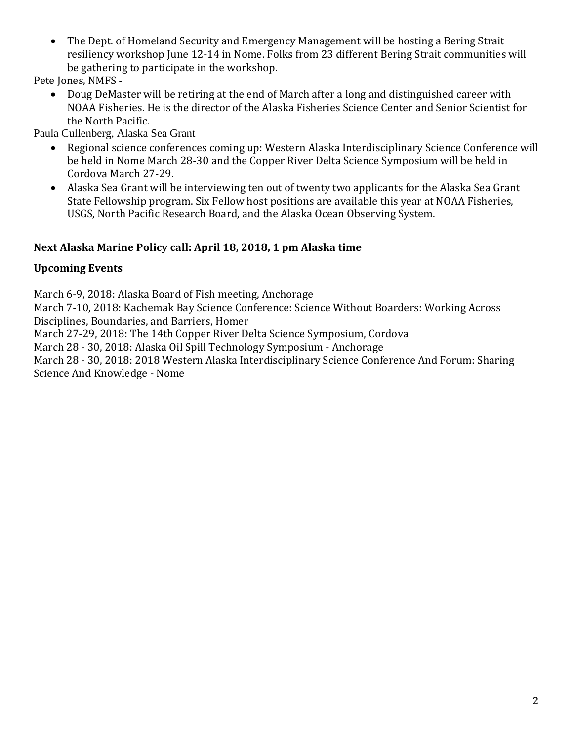- The Dept. of Homeland Security and Emergency Management will be hosting a Bering Strait resiliency workshop June 12-14 in Nome. Folks from 23 different Bering Strait communities will be gathering to participate in the workshop.

Pete Jones, NMFS -

- Doug DeMaster will be retiring at the end of March after a long and distinguished career with NOAA Fisheries. He is the director of the Alaska Fisheries Science Center and Senior Scientist for the North Pacific.

Paula Cullenberg, Alaska Sea Grant

- Regional science conferences coming up: Western Alaska Interdisciplinary Science Conference will be held in Nome March 28-30 and the Copper River Delta Science Symposium will be held in Cordova March 27-29.
- Alaska Sea Grant will be interviewing ten out of twenty two applicants for the Alaska Sea Grant State Fellowship program. Six Fellow host positions are available this year at NOAA Fisheries, USGS, North Pacific Research Board, and the Alaska Ocean Observing System.

**Next Alaska Marine Policy call: April 18, 2018, 1 pm Alaska time**

**Upcoming Events**

March 6-9, 2018: Alaska Board of Fish meeting, Anchorage
March 7-10, 2018: Kachemak Bay Science Conference: Science Without Boarders: Working Across Disciplines, Boundaries, and Barriers, Homer
March 27-29, 2018: The 14th Copper River Delta Science Symposium, Cordova
March 28 - 30, 2018: Alaska Oil Spill Technology Symposium - Anchorage
March 28 - 30, 2018: 2018 Western Alaska Interdisciplinary Science Conference And Forum: Sharing Science And Knowledge - Nome